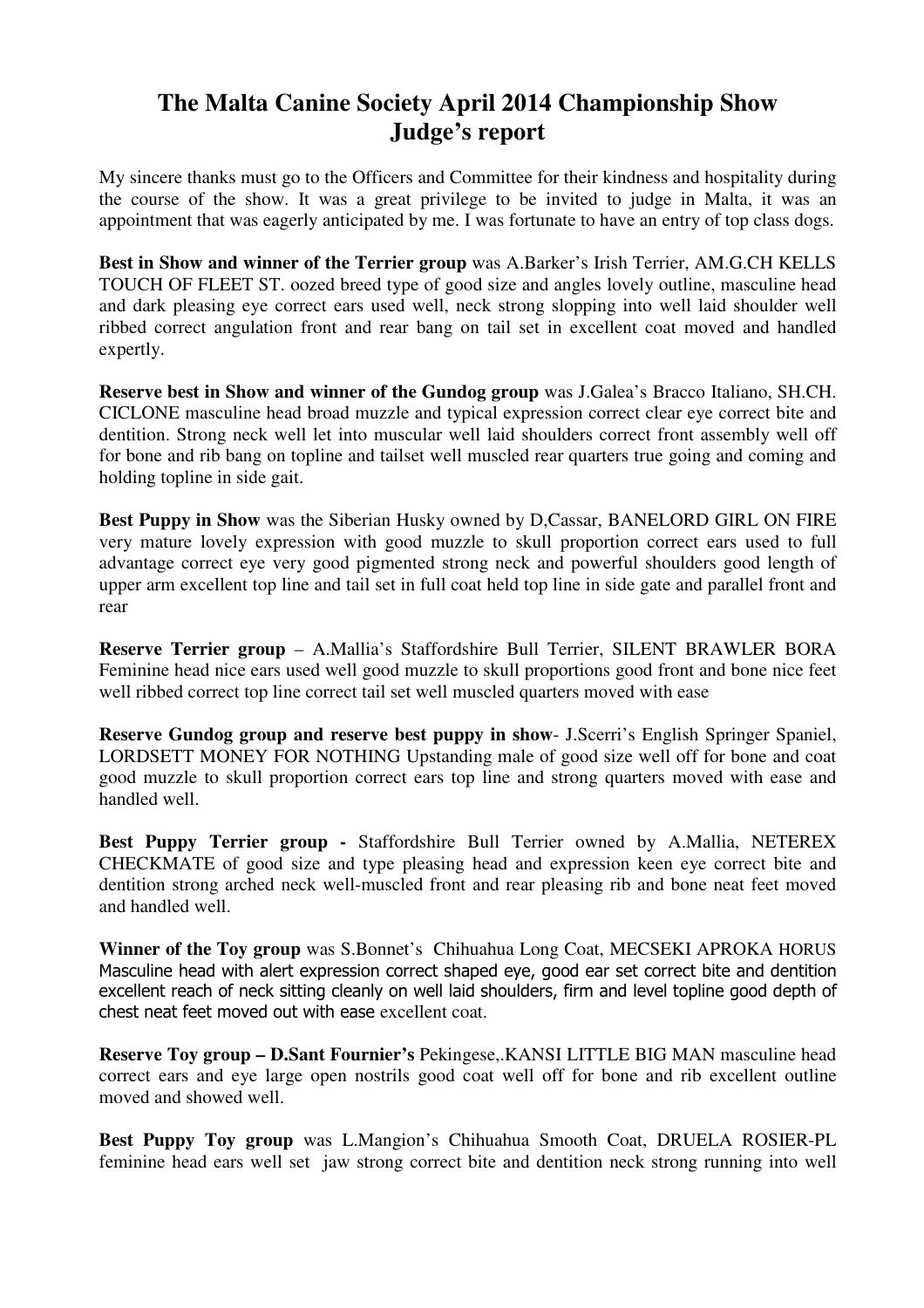# The Malta Canine Society April 2014 Championship Show Judge's report

My sincere thanks must go to the Officers and Committee for their kindness and hospitality during the course of the show. It was a great privilege to be invited to judge in Malta, it was an appointment that was eagerly anticipated by me. I was fortunate to have an entry of top class dogs.

**Best in Show and winner of the Terrier group** was A.Barker's Irish Terrier, AM.G.CH KELLS TOUCH OF FLEET ST. oozed breed type of good size and angles lovely outline, masculine head and dark pleasing eye correct ears used well, neck strong slopping into well laid shoulder well ribbed correct angulation front and rear bang on tail set in excellent coat moved and handled expertly.

**Reserve best in Show and winner of the Gundog group** was J.Galea's Bracco Italiano, SH.CH. CICLONE masculine head broad muzzle and typical expression correct clear eye correct bite and dentition. Strong neck well let into muscular well laid shoulders correct front assembly well off for bone and rib bang on topline and tailset well muscled rear quarters true going and coming and holding topline in side gait.

**Best Puppy in Show** was the Siberian Husky owned by D,Cassar, BANELORD GIRL ON FIRE very mature lovely expression with good muzzle to skull proportion correct ears used to full advantage correct eye very good pigmented strong neck and powerful shoulders good length of upper arm excellent top line and tail set in full coat held top line in side gate and parallel front and rear

**Reserve Terrier group** – A.Mallia's Staffordshire Bull Terrier, SILENT BRAWLER BORA Feminine head nice ears used well good muzzle to skull proportions good front and bone nice feet well ribbed correct top line correct tail set well muscled quarters moved with ease

**Reserve Gundog group and reserve best puppy in show**- J.Scerri's English Springer Spaniel, LORDSETT MONEY FOR NOTHING Upstanding male of good size well off for bone and coat good muzzle to skull proportion correct ears top line and strong quarters moved with ease and handled well.

**Best Puppy Terrier group -** Staffordshire Bull Terrier owned by A.Mallia, NETEREX CHECKMATE of good size and type pleasing head and expression keen eye correct bite and dentition strong arched neck well-muscled front and rear pleasing rib and bone neat feet moved and handled well.

**Winner of the Toy group** was S.Bonnet's Chihuahua Long Coat, MECSEKI APROKA HORUS Masculine head with alert expression correct shaped eye, good ear set correct bite and dentition excellent reach of neck sitting cleanly on well laid shoulders, firm and level topline good depth of chest neat feet moved out with ease excellent coat.

**Reserve Toy group – D.Sant Fournier's** Pekingese,.KANSI LITTLE BIG MAN masculine head correct ears and eye large open nostrils good coat well off for bone and rib excellent outline moved and showed well.

**Best Puppy Toy group** was L.Mangion's Chihuahua Smooth Coat, DRUELA ROSIER-PL feminine head ears well set jaw strong correct bite and dentition neck strong running into well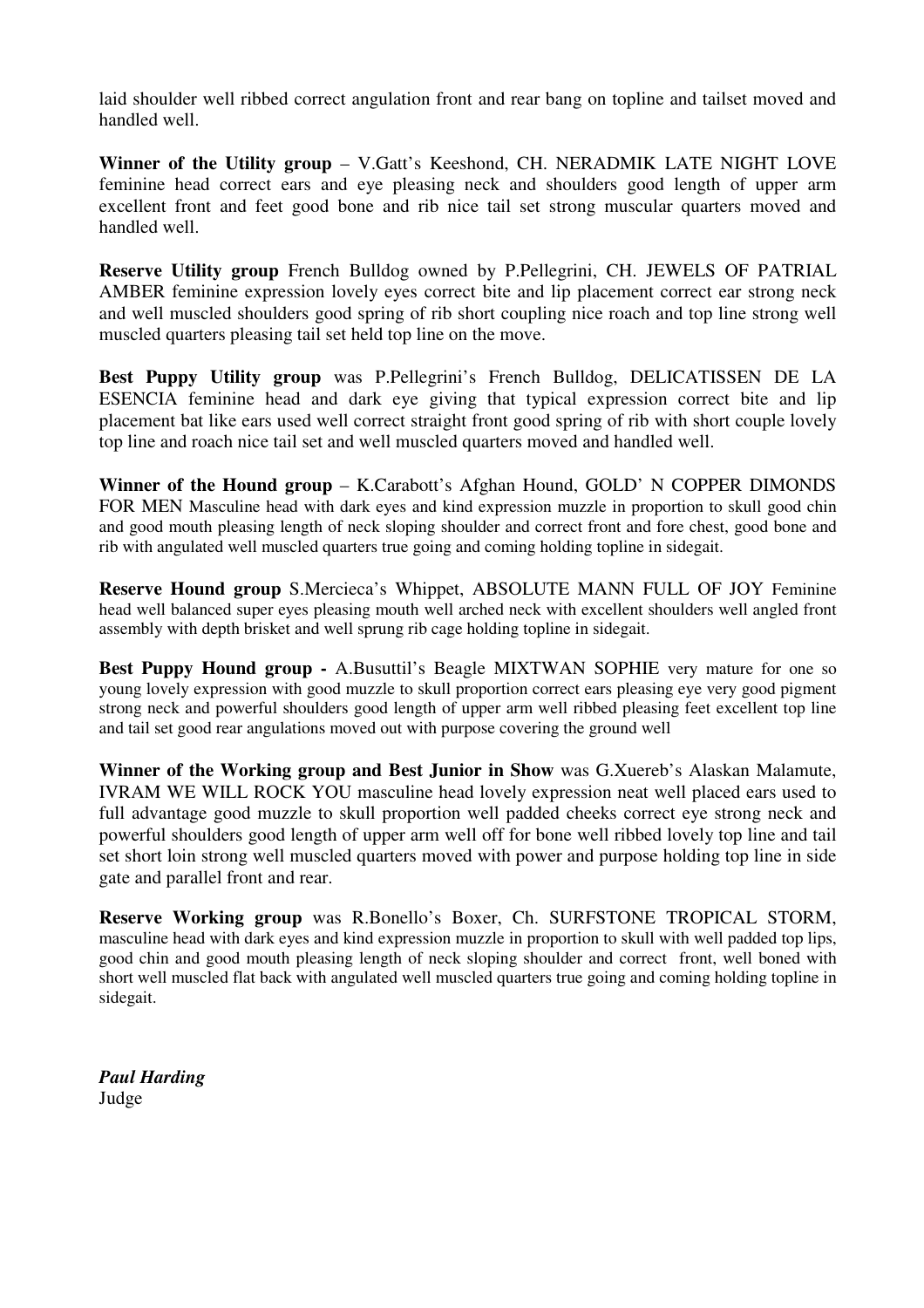laid shoulder well ribbed correct angulation front and rear bang on topline and tailset moved and handled well.

**Winner of the Utility group** – V.Gatt's Keeshond, CH. NERADMIK LATE NIGHT LOVE feminine head correct ears and eye pleasing neck and shoulders good length of upper arm excellent front and feet good bone and rib nice tail set strong muscular quarters moved and handled well.

**Reserve Utility group** French Bulldog owned by P.Pellegrini, CH. JEWELS OF PATRIAL AMBER feminine expression lovely eyes correct bite and lip placement correct ear strong neck and well muscled shoulders good spring of rib short coupling nice roach and top line strong well muscled quarters pleasing tail set held top line on the move.

**Best Puppy Utility group** was P.Pellegrini's French Bulldog, DELICATISSEN DE LA ESENCIA feminine head and dark eye giving that typical expression correct bite and lip placement bat like ears used well correct straight front good spring of rib with short couple lovely top line and roach nice tail set and well muscled quarters moved and handled well.

**Winner of the Hound group** – K.Carabott's Afghan Hound, GOLD' N COPPER DIMONDS FOR MEN Masculine head with dark eyes and kind expression muzzle in proportion to skull good chin and good mouth pleasing length of neck sloping shoulder and correct front and fore chest, good bone and rib with angulated well muscled quarters true going and coming holding topline in sidegait.

**Reserve Hound group** S.Mercieca's Whippet, ABSOLUTE MANN FULL OF JOY Feminine head well balanced super eyes pleasing mouth well arched neck with excellent shoulders well angled front assembly with depth brisket and well sprung rib cage holding topline in sidegait.

**Best Puppy Hound group -** A.Busuttil's Beagle MIXTWAN SOPHIE very mature for one so young lovely expression with good muzzle to skull proportion correct ears pleasing eye very good pigment strong neck and powerful shoulders good length of upper arm well ribbed pleasing feet excellent top line and tail set good rear angulations moved out with purpose covering the ground well

**Winner of the Working group and Best Junior in Show** was G.Xuereb's Alaskan Malamute, IVRAM WE WILL ROCK YOU masculine head lovely expression neat well placed ears used to full advantage good muzzle to skull proportion well padded cheeks correct eye strong neck and powerful shoulders good length of upper arm well off for bone well ribbed lovely top line and tail set short loin strong well muscled quarters moved with power and purpose holding top line in side gate and parallel front and rear.

**Reserve Working group** was R.Bonello's Boxer, Ch. SURFSTONE TROPICAL STORM, masculine head with dark eyes and kind expression muzzle in proportion to skull with well padded top lips, good chin and good mouth pleasing length of neck sloping shoulder and correct front, well boned with short well muscled flat back with angulated well muscled quarters true going and coming holding topline in sidegait.

***Paul Harding***
Judge